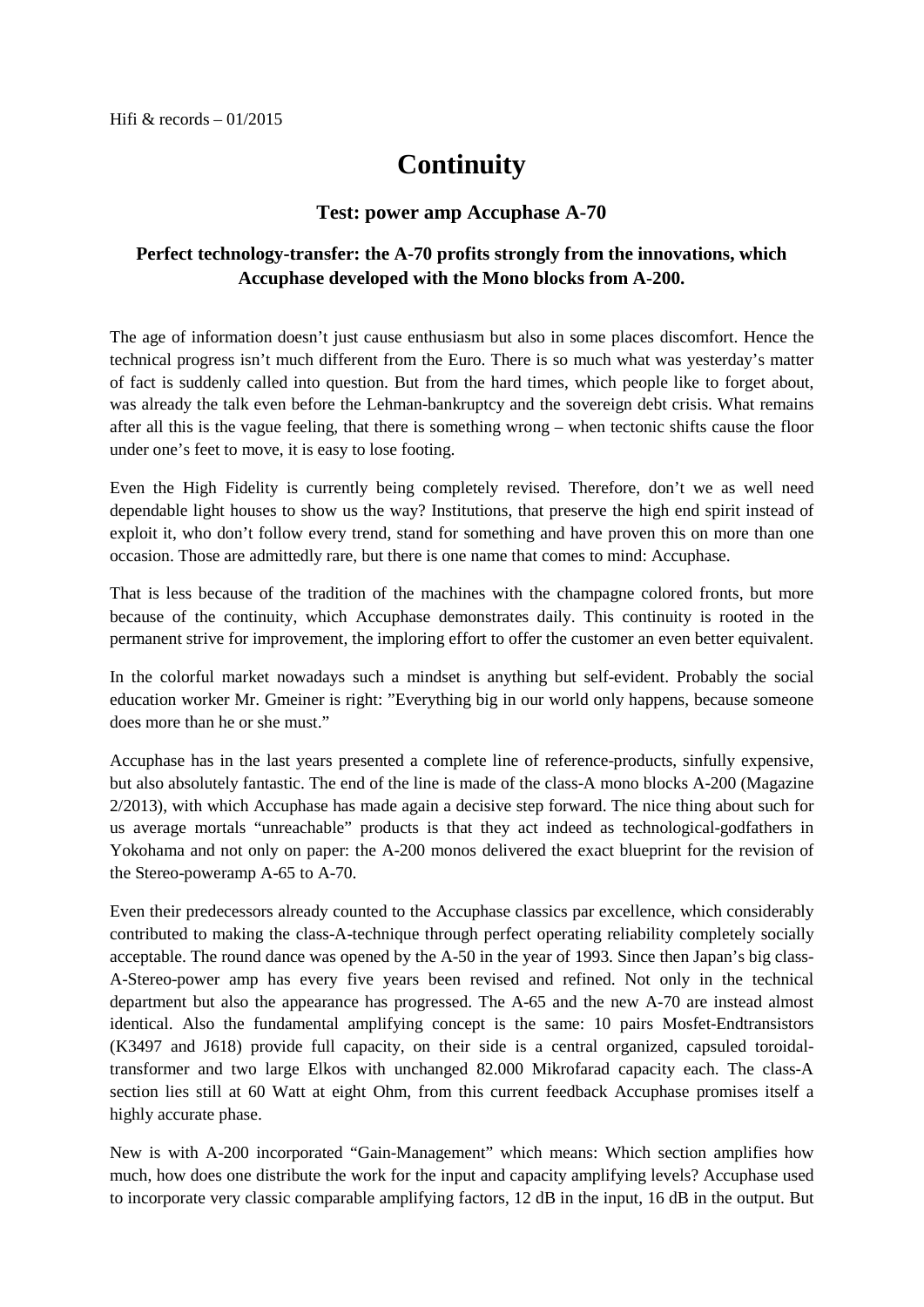Hifi & records – 01/2015

# Continuity

## Test: power amp Accuphase A-70

### Perfect technology-transfer: the A-70 profits strongly from the innovations, which Accuphase developed with the Mono blocks from A-200.

The age of information doesn't just cause enthusiasm but also in some places discomfort. Hence the technical progress isn't much different from the Euro. There is so much what was yesterday's matter of fact is suddenly called into question. But from the hard times, which people like to forget about, was already the talk even before the Lehman-bankruptcy and the sovereign debt crisis. What remains after all this is the vague feeling, that there is something wrong – when tectonic shifts cause the floor under one's feet to move, it is easy to lose footing.

Even the High Fidelity is currently being completely revised. Therefore, don't we as well need dependable light houses to show us the way? Institutions, that preserve the high end spirit instead of exploit it, who don't follow every trend, stand for something and have proven this on more than one occasion. Those are admittedly rare, but there is one name that comes to mind: Accuphase.

That is less because of the tradition of the machines with the champagne colored fronts, but more because of the continuity, which Accuphase demonstrates daily. This continuity is rooted in the permanent strive for improvement, the imploring effort to offer the customer an even better equivalent.

In the colorful market nowadays such a mindset is anything but self-evident. Probably the social education worker Mr. Gmeiner is right: "Everything big in our world only happens, because someone does more than he or she must."

Accuphase has in the last years presented a complete line of reference-products, sinfully expensive, but also absolutely fantastic. The end of the line is made of the class-A mono blocks A-200 (Magazine 2/2013), with which Accuphase has made again a decisive step forward. The nice thing about such for us average mortals "unreachable" products is that they act indeed as technological-godfathers in Yokohama and not only on paper: the A-200 monos delivered the exact blueprint for the revision of the Stereo-poweramp A-65 to A-70.

Even their predecessors already counted to the Accuphase classics par excellence, which considerably contributed to making the class-A-technique through perfect operating reliability completely socially acceptable. The round dance was opened by the A-50 in the year of 1993. Since then Japan's big class-A-Stereo-power amp has every five years been revised and refined. Not only in the technical department but also the appearance has progressed. The A-65 and the new A-70 are instead almost identical. Also the fundamental amplifying concept is the same: 10 pairs Mosfet-Endtransistors (K3497 and J618) provide full capacity, on their side is a central organized, capsuled toroidal-transformer and two large Elkos with unchanged 82.000 Mikrofarad capacity each. The class-A section lies still at 60 Watt at eight Ohm, from this current feedback Accuphase promises itself a highly accurate phase.

New is with A-200 incorporated "Gain-Management" which means: Which section amplifies how much, how does one distribute the work for the input and capacity amplifying levels? Accuphase used to incorporate very classic comparable amplifying factors, 12 dB in the input, 16 dB in the output. But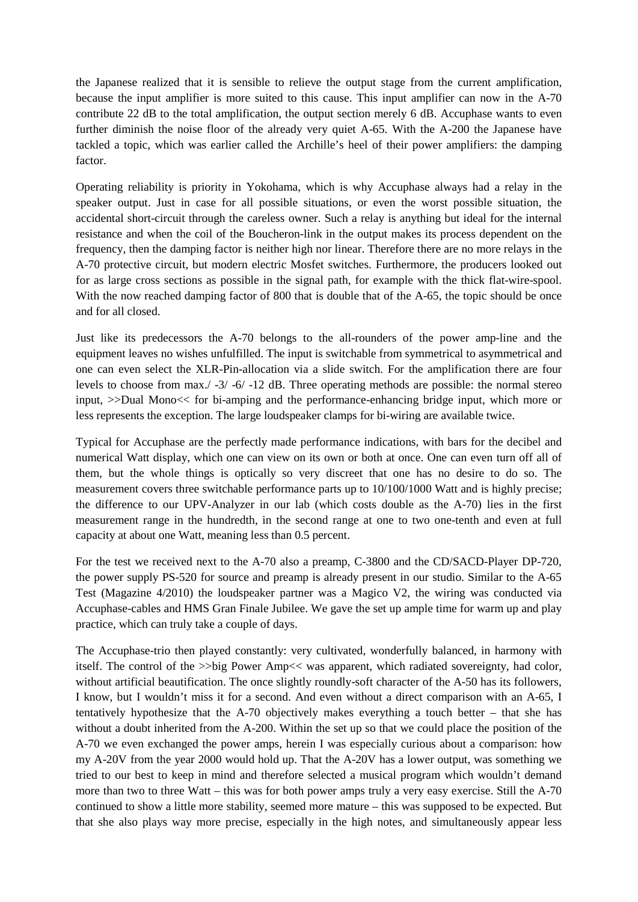the Japanese realized that it is sensible to relieve the output stage from the current amplification, because the input amplifier is more suited to this cause. This input amplifier can now in the A-70 contribute 22 dB to the total amplification, the output section merely 6 dB. Accuphase wants to even further diminish the noise floor of the already very quiet A-65. With the A-200 the Japanese have tackled a topic, which was earlier called the Archille's heel of their power amplifiers: the damping factor.

Operating reliability is priority in Yokohama, which is why Accuphase always had a relay in the speaker output. Just in case for all possible situations, or even the worst possible situation, the accidental short-circuit through the careless owner. Such a relay is anything but ideal for the internal resistance and when the coil of the Boucheron-link in the output makes its process dependent on the frequency, then the damping factor is neither high nor linear. Therefore there are no more relays in the A-70 protective circuit, but modern electric Mosfet switches. Furthermore, the producers looked out for as large cross sections as possible in the signal path, for example with the thick flat-wire-spool. With the now reached damping factor of 800 that is double that of the A-65, the topic should be once and for all closed.

Just like its predecessors the A-70 belongs to the all-rounders of the power amp-line and the equipment leaves no wishes unfulfilled. The input is switchable from symmetrical to asymmetrical and one can even select the XLR-Pin-allocation via a slide switch. For the amplification there are four levels to choose from max./ -3/ -6/ -12 dB. Three operating methods are possible: the normal stereo input, >>Dual Mono<< for bi-amping and the performance-enhancing bridge input, which more or less represents the exception. The large loudspeaker clamps for bi-wiring are available twice.

Typical for Accuphase are the perfectly made performance indications, with bars for the decibel and numerical Watt display, which one can view on its own or both at once. One can even turn off all of them, but the whole things is optically so very discreet that one has no desire to do so. The measurement covers three switchable performance parts up to 10/100/1000 Watt and is highly precise; the difference to our UPV-Analyzer in our lab (which costs double as the A-70) lies in the first measurement range in the hundredth, in the second range at one to two one-tenth and even at full capacity at about one Watt, meaning less than 0.5 percent.

For the test we received next to the A-70 also a preamp, C-3800 and the CD/SACD-Player DP-720, the power supply PS-520 for source and preamp is already present in our studio. Similar to the A-65 Test (Magazine 4/2010) the loudspeaker partner was a Magico V2, the wiring was conducted via Accuphase-cables and HMS Gran Finale Jubilee. We gave the set up ample time for warm up and play practice, which can truly take a couple of days.

The Accuphase-trio then played constantly: very cultivated, wonderfully balanced, in harmony with itself. The control of the >>big Power Amp<< was apparent, which radiated sovereignty, had color, without artificial beautification. The once slightly roundly-soft character of the A-50 has its followers, I know, but I wouldn't miss it for a second. And even without a direct comparison with an A-65, I tentatively hypothesize that the A-70 objectively makes everything a touch better – that she has without a doubt inherited from the A-200. Within the set up so that we could place the position of the A-70 we even exchanged the power amps, herein I was especially curious about a comparison: how my A-20V from the year 2000 would hold up. That the A-20V has a lower output, was something we tried to our best to keep in mind and therefore selected a musical program which wouldn't demand more than two to three Watt – this was for both power amps truly a very easy exercise. Still the A-70 continued to show a little more stability, seemed more mature – this was supposed to be expected. But that she also plays way more precise, especially in the high notes, and simultaneously appear less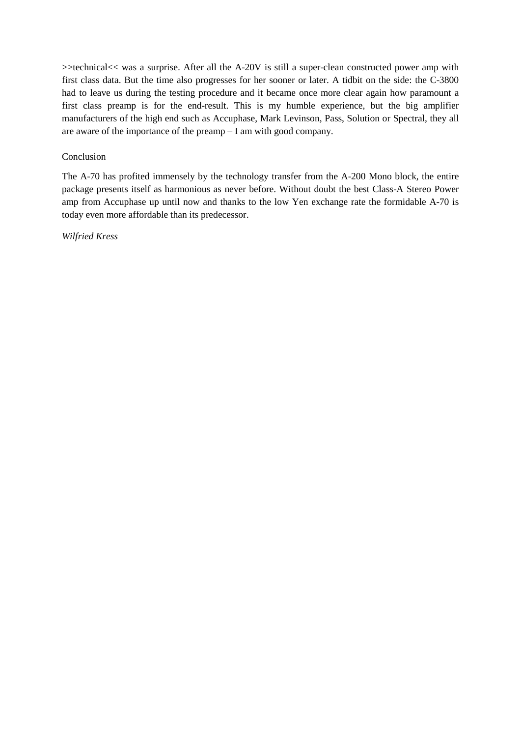>>technical<< was a surprise. After all the A-20V is still a super-clean constructed power amp with first class data. But the time also progresses for her sooner or later. A tidbit on the side: the C-3800 had to leave us during the testing procedure and it became once more clear again how paramount a first class preamp is for the end-result. This is my humble experience, but the big amplifier manufacturers of the high end such as Accuphase, Mark Levinson, Pass, Solution or Spectral, they all are aware of the importance of the preamp – I am with good company.

## Conclusion

The A-70 has profited immensely by the technology transfer from the A-200 Mono block, the entire package presents itself as harmonious as never before. Without doubt the best Class-A Stereo Power amp from Accuphase up until now and thanks to the low Yen exchange rate the formidable A-70 is today even more affordable than its predecessor.

*Wilfried Kress*